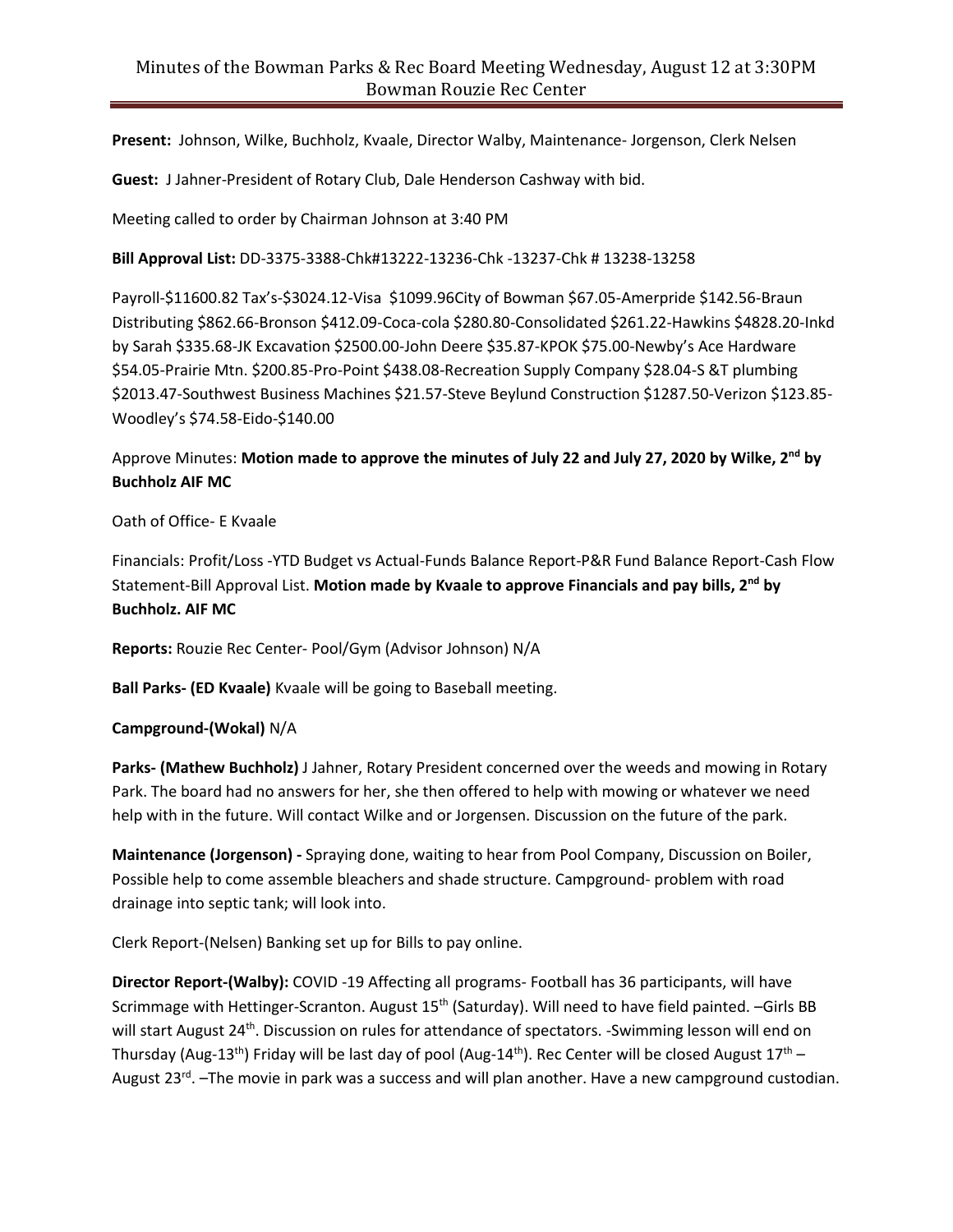# Minutes of the Bowman Parks & Rec Board Meeting Wednesday, August 12 at 3:30PM Bowman Rouzie Rec Center

**Present:** Johnson, Wilke, Buchholz, Kvaale, Director Walby, Maintenance- Jorgenson, Clerk Nelsen

**Guest:** J Jahner-President of Rotary Club, Dale Henderson Cashway with bid.

Meeting called to order by Chairman Johnson at 3:40 PM

**Bill Approval List:** DD-3375-3388-Chk#13222-13236-Chk -13237-Chk # 13238-13258

Payroll-$11600.82 Tax's-$3024.12-Visa $1099.96City of Bowman $67.05-Amerpride $142.56-Braun Distributing $862.66-Bronson $412.09-Coca-cola $280.80-Consolidated $261.22-Hawkins $4828.20-Inkd by Sarah $335.68-JK Excavation $2500.00-John Deere $35.87-KPOK $75.00-Newby's Ace Hardware $54.05-Prairie Mtn. $200.85-Pro-Point $438.08-Recreation Supply Company $28.04-S &T plumbing $2013.47-Southwest Business Machines $21.57-Steve Beylund Construction $1287.50-Verizon $123.85-Woodley's $74.58-Eido-$140.00

Approve Minutes: **Motion made to approve the minutes of July 22 and July 27, 2020 by Wilke, 2nd by Buchholz AIF MC**

Oath of Office- E Kvaale

Financials: Profit/Loss -YTD Budget vs Actual-Funds Balance Report-P&R Fund Balance Report-Cash Flow Statement-Bill Approval List. **Motion made by Kvaale to approve Financials and pay bills, 2nd by Buchholz. AIF MC**

**Reports:** Rouzie Rec Center- Pool/Gym (Advisor Johnson) N/A

**Ball Parks- (ED Kvaale)** Kvaale will be going to Baseball meeting.

**Campground-(Wokal)** N/A

**Parks- (Mathew Buchholz)** J Jahner, Rotary President concerned over the weeds and mowing in Rotary Park. The board had no answers for her, she then offered to help with mowing or whatever we need help with in the future. Will contact Wilke and or Jorgensen. Discussion on the future of the park.

**Maintenance (Jorgenson) -** Spraying done, waiting to hear from Pool Company, Discussion on Boiler, Possible help to come assemble bleachers and shade structure. Campground- problem with road drainage into septic tank; will look into.

Clerk Report-(Nelsen) Banking set up for Bills to pay online.

**Director Report-(Walby):** COVID -19 Affecting all programs- Football has 36 participants, will have Scrimmage with Hettinger-Scranton. August 15th (Saturday). Will need to have field painted. –Girls BB will start August 24th. Discussion on rules for attendance of spectators. -Swimming lesson will end on Thursday (Aug-13th) Friday will be last day of pool (Aug-14th). Rec Center will be closed August 17th – August 23rd. –The movie in park was a success and will plan another. Have a new campground custodian.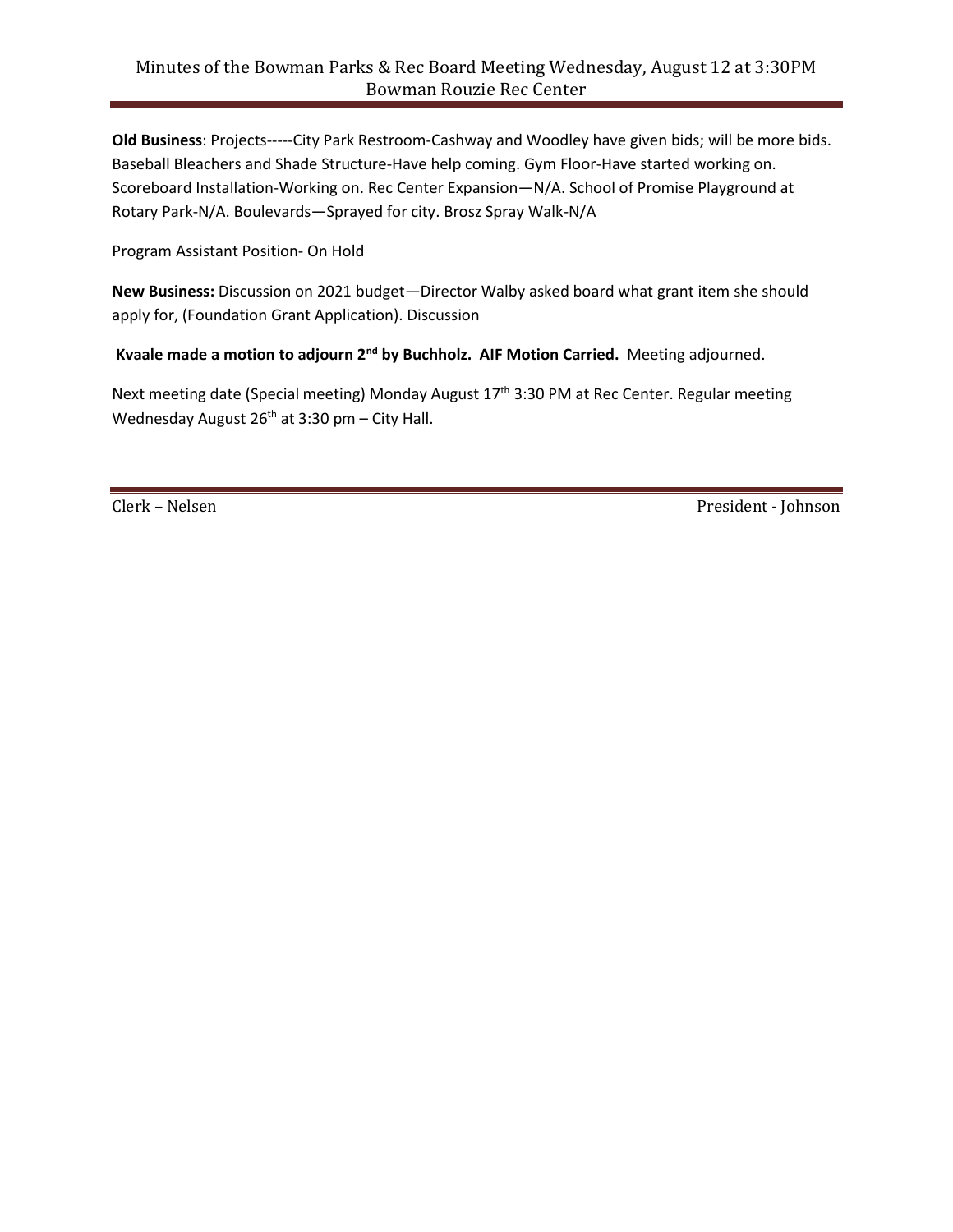**Old Business**: Projects-----City Park Restroom-Cashway and Woodley have given bids; will be more bids. Baseball Bleachers and Shade Structure-Have help coming. Gym Floor-Have started working on. Scoreboard Installation-Working on. Rec Center Expansion—N/A. School of Promise Playground at Rotary Park-N/A. Boulevards—Sprayed for city. Brosz Spray Walk-N/A

Program Assistant Position- On Hold

**New Business:** Discussion on 2021 budget—Director Walby asked board what grant item she should apply for, (Foundation Grant Application). Discussion

**Kvaale made a motion to adjourn 2nd by Buchholz. AIF Motion Carried.** Meeting adjourned.

Next meeting date (Special meeting) Monday August 17th 3:30 PM at Rec Center. Regular meeting Wednesday August 26th at 3:30 pm – City Hall.

Clerk – Nelsen

President - Johnson